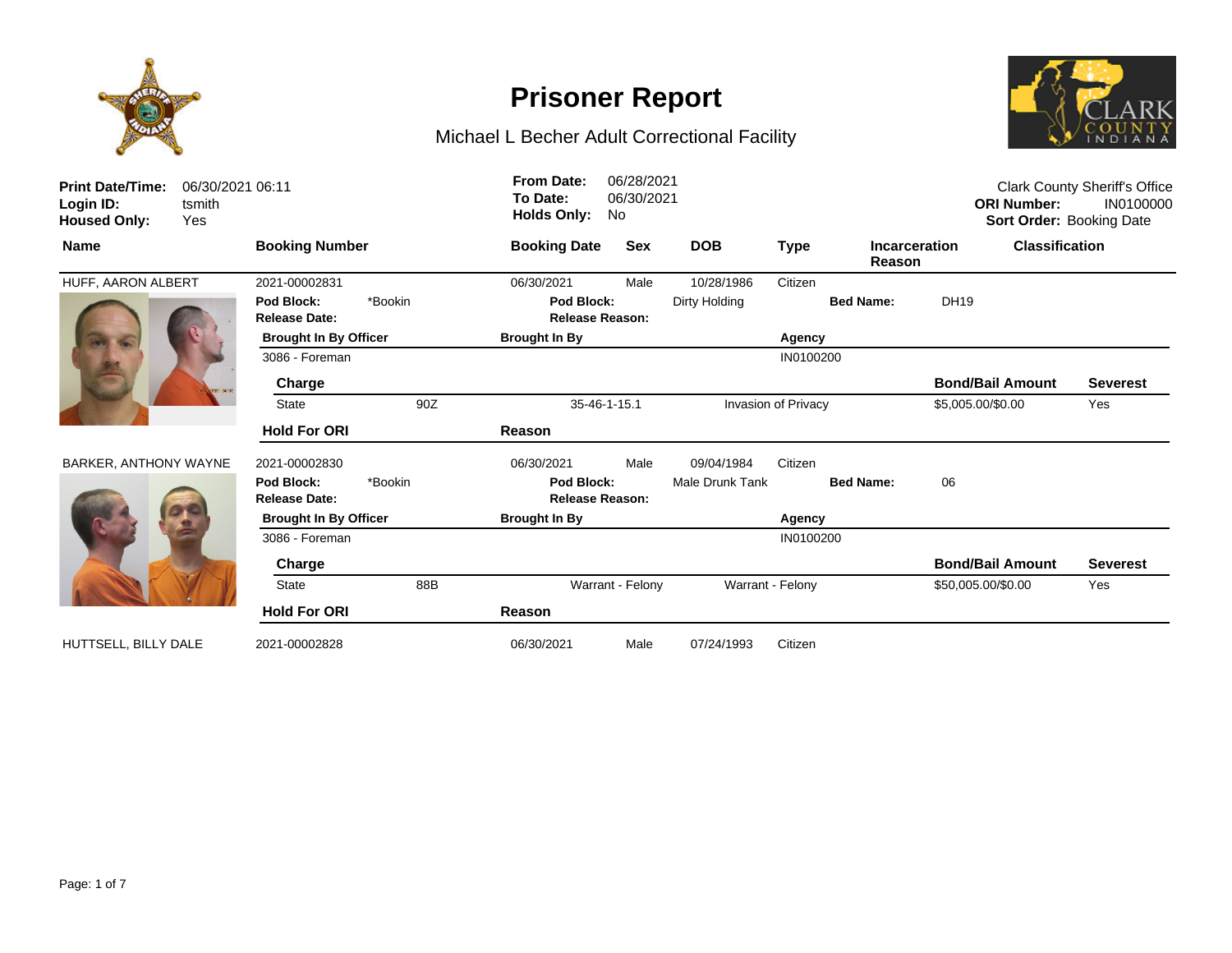# Prisoner Report

## Michael L Becher Adult Correctional Facility

**Print Date/Time:** 06/30/2021 06:11
**Login ID:** tsmith
**Housed Only:** Yes

**From Date:** 06/28/2021
**To Date:** 06/30/2021
**Holds Only:** No

Clark County Sheriff's Office
**ORI Number:** IN0100000
**Sort Order:** Booking Date

| Name | Booking Number | Booking Date | Sex | DOB | Type | Incarceration Reason | Classification |
|---|---|---|---|---|---|---|---|
| HUFF, AARON ALBERT | 2021-00002831 | 06/30/2021 | Male | 10/28/1986 | Citizen | | |

**Pod Block:** *Bookin
**Release Date:**
**Pod Block:** Dirty Holding
**Release Reason:**
**Bed Name:** DH19

| Brought In By Officer | Brought In By | Agency |
|---|---|---|
| 3086 - Foreman | | IN0100200 |

| Charge | | | | Bond/Bail Amount | Severest |
|---|---|---|---|---|---|
| State | 90Z | 35-46-1-15.1 | Invasion of Privacy | $5,005.00/$0.00 | Yes |

| Hold For ORI | Reason |
|---|---|

| Name | Booking Number | Booking Date | Sex | DOB | Type | Incarceration Reason | Classification |
|---|---|---|---|---|---|---|---|
| BARKER, ANTHONY WAYNE | 2021-00002830 | 06/30/2021 | Male | 09/04/1984 | Citizen | | |

**Pod Block:** *Bookin
**Release Date:**
**Pod Block:** Male Drunk Tank
**Release Reason:**
**Bed Name:** 06

| Brought In By Officer | Brought In By | Agency |
|---|---|---|
| 3086 - Foreman | | IN0100200 |

| Charge | | | | Bond/Bail Amount | Severest |
|---|---|---|---|---|---|
| State | 88B | Warrant - Felony | Warrant - Felony | $50,005.00/$0.00 | Yes |

| Hold For ORI | Reason |
|---|---|

| Name | Booking Number | Booking Date | Sex | DOB | Type | Incarceration Reason | Classification |
|---|---|---|---|---|---|---|---|
| HUTTSELL, BILLY DALE | 2021-00002828 | 06/30/2021 | Male | 07/24/1993 | Citizen | | |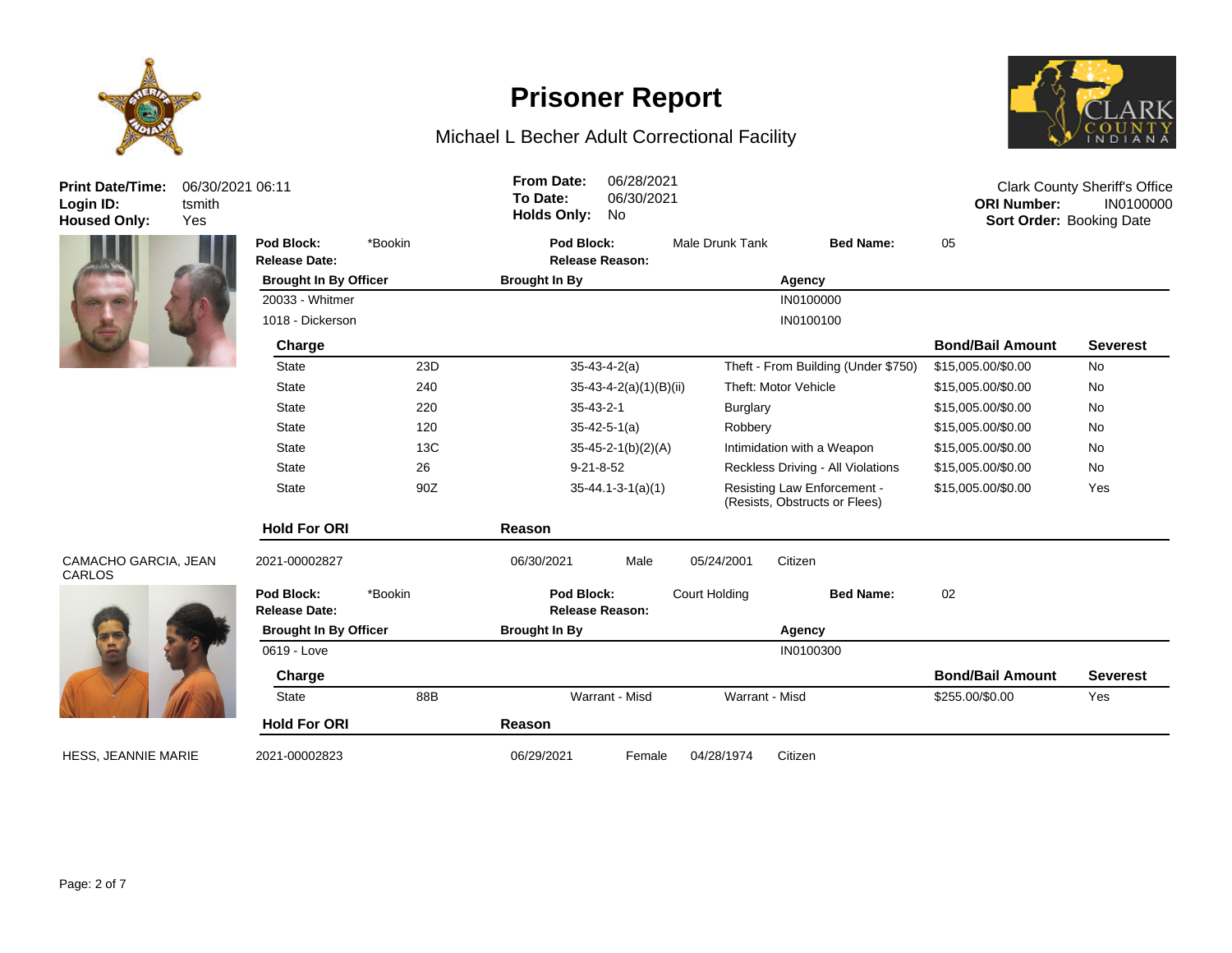# Prisoner Report

Michael L Becher Adult Correctional Facility

**Print Date/Time:** 06/30/2021 06:11
**Login ID:** tsmith
**Housed Only:** Yes

**From Date:** 06/28/2021
**To Date:** 06/30/2021
**Holds Only:** No

Clark County Sheriff's Office
**ORI Number:** IN0100000
**Sort Order:** Booking Date

**Pod Block:** *Bookin **Pod Block:** Male Drunk Tank **Bed Name:** 05
**Release Date:** **Release Reason:**

| Brought In By Officer | Brought In By | Agency |
| --- | --- | --- |
| 20033 - Whitmer | | IN0100000 |
| 1018 - Dickerson | | IN0100100 |

| Charge | | | | Bond/Bail Amount | Severest |
| --- | --- | --- | --- | --- | --- |
| State | 23D | 35-43-4-2(a) | Theft - From Building (Under $750) | $15,005.00/$0.00 | No |
| State | 240 | 35-43-4-2(a)(1)(B)(ii) | Theft: Motor Vehicle | $15,005.00/$0.00 | No |
| State | 220 | 35-43-2-1 | Burglary | $15,005.00/$0.00 | No |
| State | 120 | 35-42-5-1(a) | Robbery | $15,005.00/$0.00 | No |
| State | 13C | 35-45-2-1(b)(2)(A) | Intimidation with a Weapon | $15,005.00/$0.00 | No |
| State | 26 | 9-21-8-52 | Reckless Driving - All Violations | $15,005.00/$0.00 | No |
| State | 90Z | 35-44.1-3-1(a)(1) | Resisting Law Enforcement - (Resists, Obstructs or Flees) | $15,005.00/$0.00 | Yes |

| Hold For ORI | Reason |
| --- | --- |

CAMACHO GARCIA, JEAN CARLOS | 2021-00002827 | 06/30/2021 | Male | 05/24/2001 | Citizen

**Pod Block:** *Bookin **Pod Block:** Court Holding **Bed Name:** 02
**Release Date:** **Release Reason:**

| Brought In By Officer | Brought In By | Agency |
| --- | --- | --- |
| 0619 - Love | | IN0100300 |

| Charge | | | | Bond/Bail Amount | Severest |
| --- | --- | --- | --- | --- | --- |
| State | 88B | Warrant - Misd | Warrant - Misd | $255.00/$0.00 | Yes |

| Hold For ORI | Reason |
| --- | --- |

HESS, JEANNIE MARIE | 2021-00002823 | 06/29/2021 | Female | 04/28/1974 | Citizen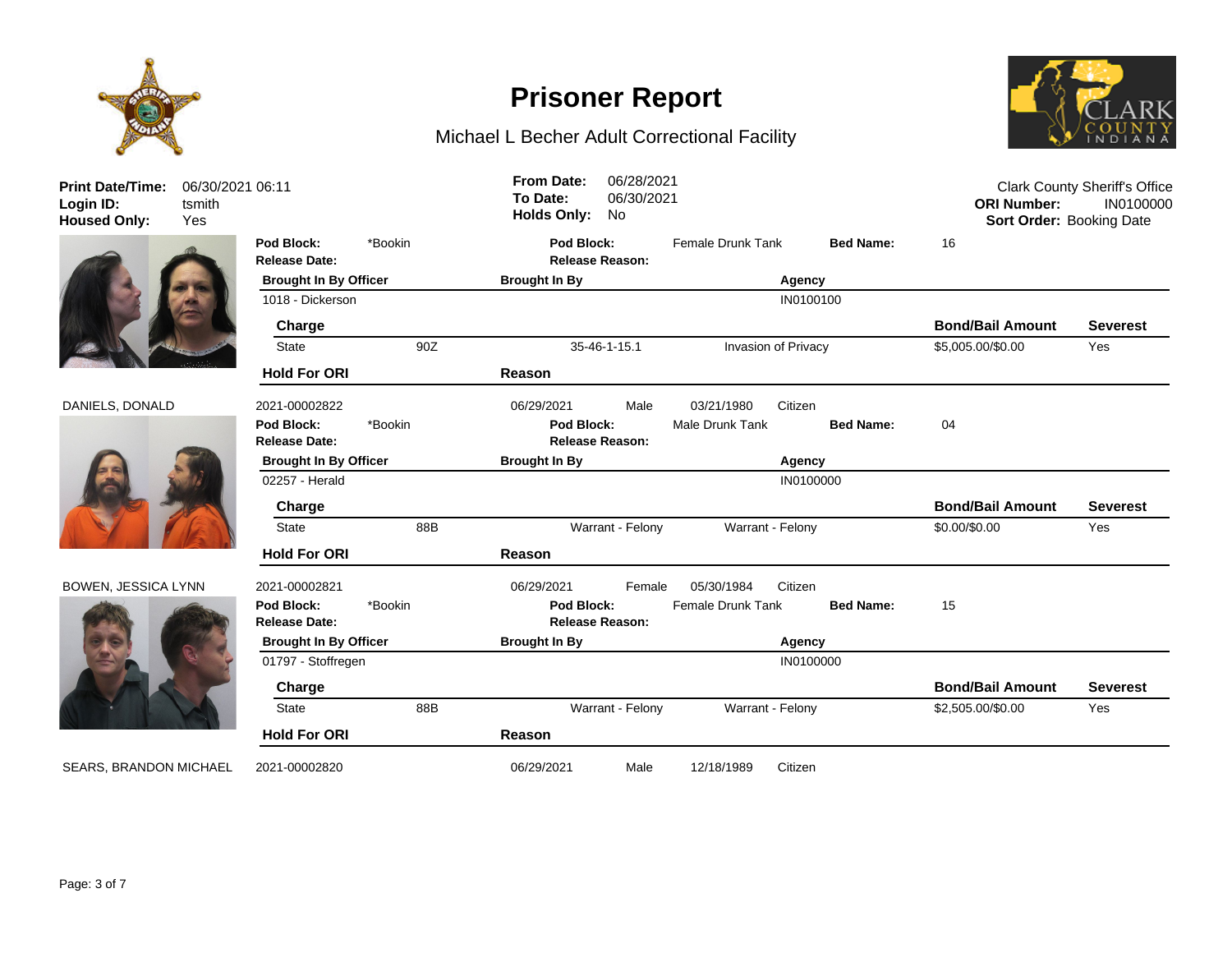# Prisoner Report

## Michael L Becher Adult Correctional Facility

**Print Date/Time:** 06/30/2021 06:11
**Login ID:** tsmith
**Housed Only:** Yes

**From Date:** 06/28/2021
**To Date:** 06/30/2021
**Holds Only:** No

Clark County Sheriff's Office
**ORI Number:** IN0100000
**Sort Order:** Booking Date

---

**Pod Block:** *Bookin | **Pod Block:** Female Drunk Tank | **Bed Name:** 16
**Release Date:** | **Release Reason:**

| Brought In By Officer | Brought In By | Agency |
|---|---|---|
| 1018 - Dickerson | | IN0100100 |

| Charge | | | | Bond/Bail Amount | Severest |
|---|---|---|---|---|---|
| State | 90Z | 35-46-1-15.1 | Invasion of Privacy | $5,005.00/$0.00 | Yes |

| Hold For ORI | Reason |
|---|---|

---

**DANIELS, DONALD** | 2021-00002822 | 06/29/2021 | Male | 03/21/1980 | Citizen

**Pod Block:** *Bookin | **Pod Block:** Male Drunk Tank | **Bed Name:** 04
**Release Date:** | **Release Reason:**

| Brought In By Officer | Brought In By | Agency |
|---|---|---|
| 02257 - Herald | | IN0100000 |

| Charge | | | | Bond/Bail Amount | Severest |
|---|---|---|---|---|---|
| State | 88B | Warrant - Felony | Warrant - Felony | $0.00/$0.00 | Yes |

| Hold For ORI | Reason |
|---|---|

---

**BOWEN, JESSICA LYNN** | 2021-00002821 | 06/29/2021 | Female | 05/30/1984 | Citizen

**Pod Block:** *Bookin | **Pod Block:** Female Drunk Tank | **Bed Name:** 15
**Release Date:** | **Release Reason:**

| Brought In By Officer | Brought In By | Agency |
|---|---|---|
| 01797 - Stoffregen | | IN0100000 |

| Charge | | | | Bond/Bail Amount | Severest |
|---|---|---|---|---|---|
| State | 88B | Warrant - Felony | Warrant - Felony | $2,505.00/$0.00 | Yes |

| Hold For ORI | Reason |
|---|---|

---

**SEARS, BRANDON MICHAEL** | 2021-00002820 | 06/29/2021 | Male | 12/18/1989 | Citizen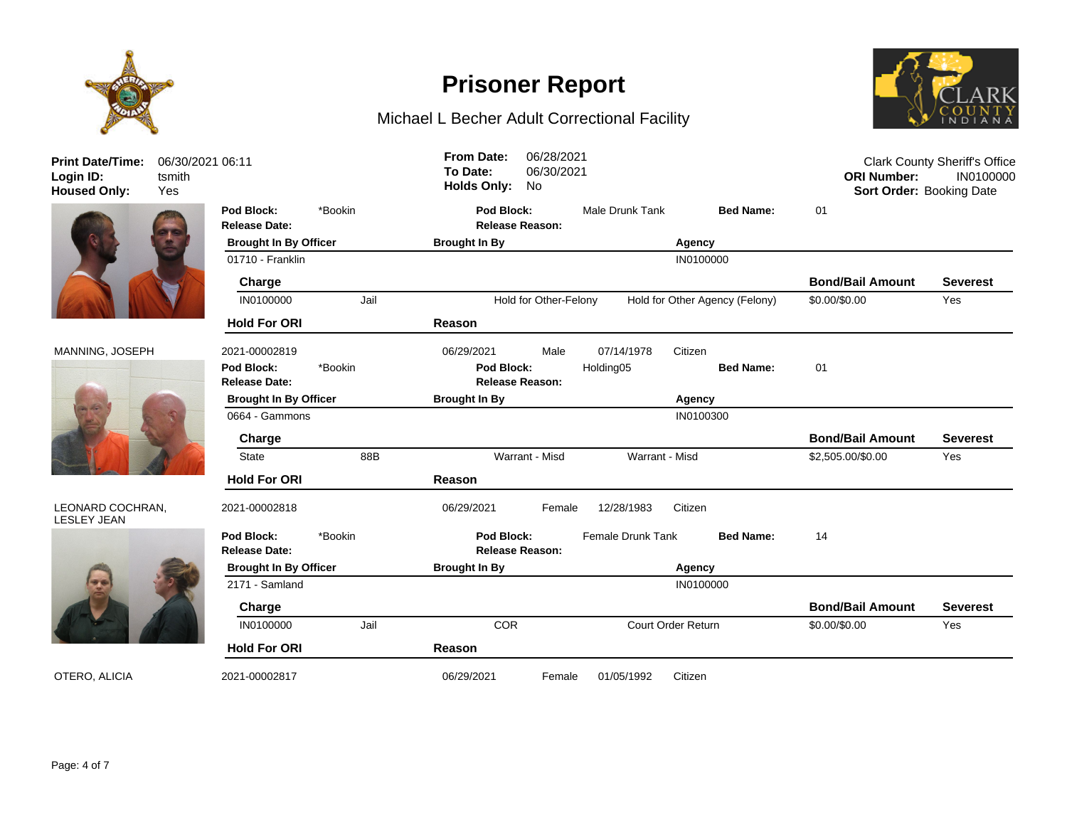# Prisoner Report

## Michael L Becher Adult Correctional Facility

**Print Date/Time:** 06/30/2021 06:11
**Login ID:** tsmith
**Housed Only:** Yes

**From Date:** 06/28/2021
**To Date:** 06/30/2021
**Holds Only:** No

Clark County Sheriff's Office
**ORI Number:** IN0100000
**Sort Order:** Booking Date

---

**Pod Block:** *Bookin **Pod Block:** Male Drunk Tank **Bed Name:** 01
**Release Date:** **Release Reason:**

| Brought In By Officer | Brought In By | Agency |
|---|---|---|
| 01710 - Franklin | | IN0100000 |

| Charge | | | | Bond/Bail Amount | Severest |
|---|---|---|---|---|---|
| IN0100000 | Jail | Hold for Other-Felony | Hold for Other Agency (Felony) | $0.00/$0.00 | Yes |

| Hold For ORI | Reason |
|---|---|

---

MANNING, JOSEPH | 2021-00002819 | 06/29/2021 | Male | 07/14/1978 | Citizen

**Pod Block:** *Bookin **Pod Block:** Holding05 **Bed Name:** 01
**Release Date:** **Release Reason:**

| Brought In By Officer | Brought In By | Agency |
|---|---|---|
| 0664 - Gammons | | IN0100300 |

| Charge | | | | Bond/Bail Amount | Severest |
|---|---|---|---|---|---|
| State | 88B | Warrant - Misd | Warrant - Misd | $2,505.00/$0.00 | Yes |

| Hold For ORI | Reason |
|---|---|

---

LEONARD COCHRAN, LESLEY JEAN | 2021-00002818 | 06/29/2021 | Female | 12/28/1983 | Citizen

**Pod Block:** *Bookin **Pod Block:** Female Drunk Tank **Bed Name:** 14
**Release Date:** **Release Reason:**

| Brought In By Officer | Brought In By | Agency |
|---|---|---|
| 2171 - Samland | | IN0100000 |

| Charge | | | | Bond/Bail Amount | Severest |
|---|---|---|---|---|---|
| IN0100000 | Jail | COR | Court Order Return | $0.00/$0.00 | Yes |

| Hold For ORI | Reason |
|---|---|

---

OTERO, ALICIA | 2021-00002817 | 06/29/2021 | Female | 01/05/1992 | Citizen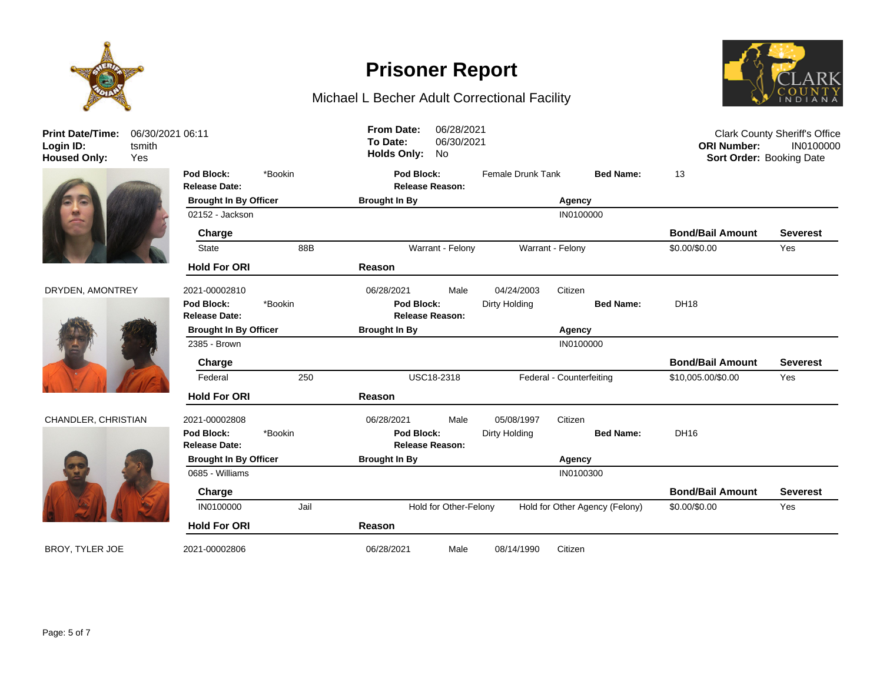# Prisoner Report

Michael L Becher Adult Correctional Facility

**Print Date/Time:** 06/30/2021 06:11
**Login ID:** tsmith
**Housed Only:** Yes

**From Date:** 06/28/2021
**To Date:** 06/30/2021
**Holds Only:** No

Clark County Sheriff's Office
**ORI Number:** IN0100000
**Sort Order:** Booking Date

---

**Pod Block:** *Bookin **Pod Block:** Female Drunk Tank **Bed Name:** 13
**Release Date:** **Release Reason:**

| Brought In By Officer | Brought In By | Agency |
|---|---|---|
| 02152 - Jackson | | IN0100000 |

| Charge | | | | Bond/Bail Amount | Severest |
|---|---|---|---|---|---|
| State | 88B | Warrant - Felony | Warrant - Felony | $0.00/$0.00 | Yes |

| Hold For ORI | Reason |
|---|---|

---

DRYDEN, AMONTREY 2021-00002810 06/28/2021 Male 04/24/2003 Citizen

**Pod Block:** *Bookin **Pod Block:** Dirty Holding **Bed Name:** DH18
**Release Date:** **Release Reason:**

| Brought In By Officer | Brought In By | Agency |
|---|---|---|
| 2385 - Brown | | IN0100000 |

| Charge | | | | Bond/Bail Amount | Severest |
|---|---|---|---|---|---|
| Federal | 250 | USC18-2318 | Federal - Counterfeiting | $10,005.00/$0.00 | Yes |

| Hold For ORI | Reason |
|---|---|

---

CHANDLER, CHRISTIAN 2021-00002808 06/28/2021 Male 05/08/1997 Citizen

**Pod Block:** *Bookin **Pod Block:** Dirty Holding **Bed Name:** DH16
**Release Date:** **Release Reason:**

| Brought In By Officer | Brought In By | Agency |
|---|---|---|
| 0685 - Williams | | IN0100300 |

| Charge | | | | Bond/Bail Amount | Severest |
|---|---|---|---|---|---|
| IN0100000 | Jail | Hold for Other-Felony | Hold for Other Agency (Felony) | $0.00/$0.00 | Yes |

| Hold For ORI | Reason |
|---|---|

---

BROY, TYLER JOE 2021-00002806 06/28/2021 Male 08/14/1990 Citizen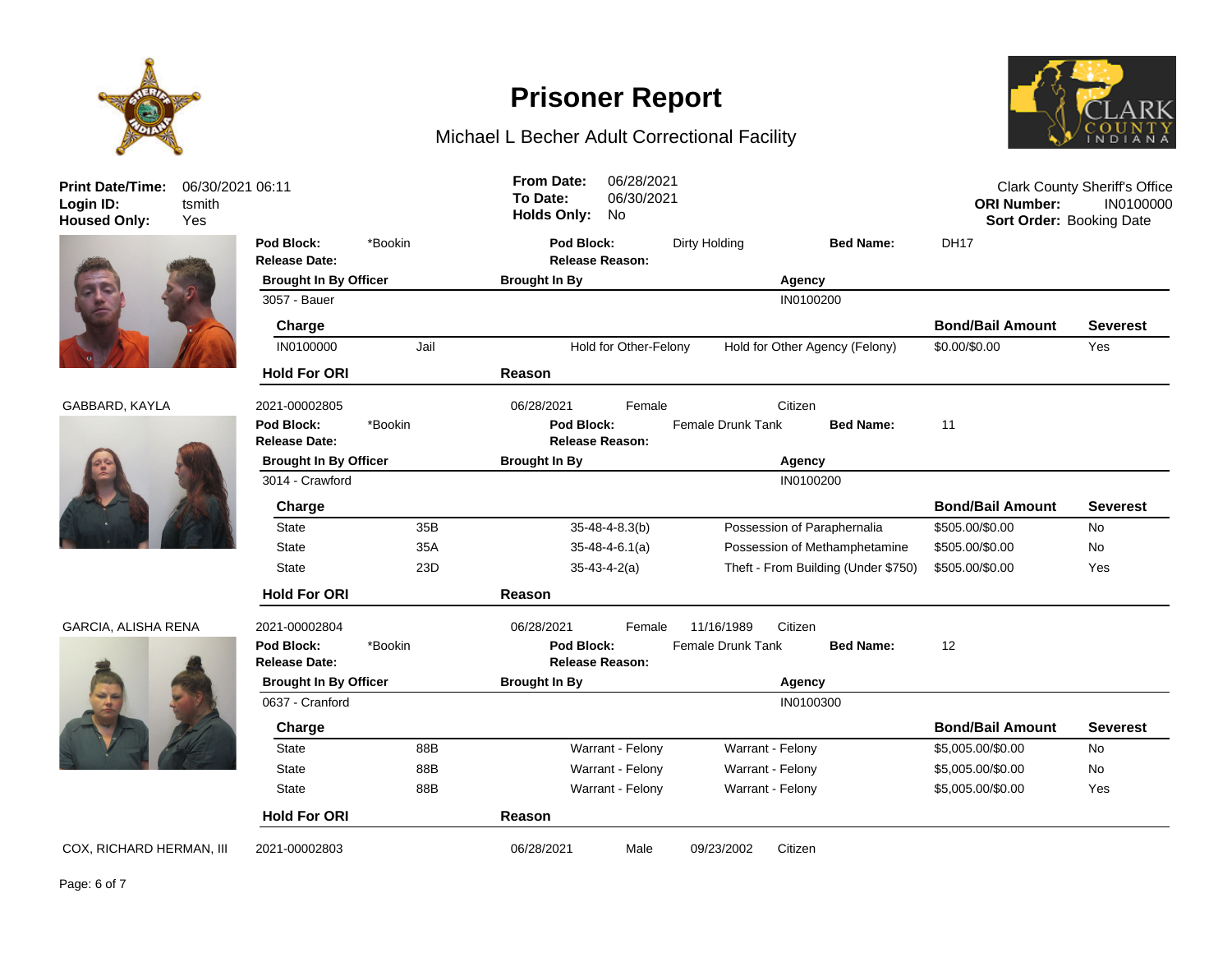# Prisoner Report

## Michael L Becher Adult Correctional Facility

**Print Date/Time:** 06/30/2021 06:11
**Login ID:** tsmith
**Housed Only:** Yes

**From Date:** 06/28/2021
**To Date:** 06/30/2021
**Holds Only:** No

Clark County Sheriff's Office
**ORI Number:** IN0100000
**Sort Order:** Booking Date

---

**Pod Block:** *Bookin | **Pod Block:** Dirty Holding | **Bed Name:** DH17
**Release Date:** | **Release Reason:**

| Brought In By Officer | Brought In By | Agency |
|---|---|---|
| 3057 - Bauer | | IN0100200 |

| Charge | | | | Bond/Bail Amount | Severest |
|---|---|---|---|---|---|
| IN0100000 | Jail | Hold for Other-Felony | Hold for Other Agency (Felony) | $0.00/$0.00 | Yes |

| Hold For ORI | Reason |
|---|---|
| | |

---

**GABBARD, KAYLA** | 2021-00002805 | 06/28/2021 | Female | | Citizen

**Pod Block:** *Bookin | **Pod Block:** Female Drunk Tank | **Bed Name:** 11
**Release Date:** | **Release Reason:**

| Brought In By Officer | Brought In By | Agency |
|---|---|---|
| 3014 - Crawford | | IN0100200 |

| Charge | | | | Bond/Bail Amount | Severest |
|---|---|---|---|---|---|
| State | 35B | 35-48-4-8.3(b) | Possession of Paraphernalia | $505.00/$0.00 | No |
| State | 35A | 35-48-4-6.1(a) | Possession of Methamphetamine | $505.00/$0.00 | No |
| State | 23D | 35-43-4-2(a) | Theft - From Building (Under $750) | $505.00/$0.00 | Yes |

| Hold For ORI | Reason |
|---|---|
| | |

---

**GARCIA, ALISHA RENA** | 2021-00002804 | 06/28/2021 | Female | 11/16/1989 | Citizen

**Pod Block:** *Bookin | **Pod Block:** Female Drunk Tank | **Bed Name:** 12
**Release Date:** | **Release Reason:**

| Brought In By Officer | Brought In By | Agency |
|---|---|---|
| 0637 - Cranford | | IN0100300 |

| Charge | | | | Bond/Bail Amount | Severest |
|---|---|---|---|---|---|
| State | 88B | Warrant - Felony | Warrant - Felony | $5,005.00/$0.00 | No |
| State | 88B | Warrant - Felony | Warrant - Felony | $5,005.00/$0.00 | No |
| State | 88B | Warrant - Felony | Warrant - Felony | $5,005.00/$0.00 | Yes |

| Hold For ORI | Reason |
|---|---|
| | |

---

**COX, RICHARD HERMAN, III** | 2021-00002803 | 06/28/2021 | Male | 09/23/2002 | Citizen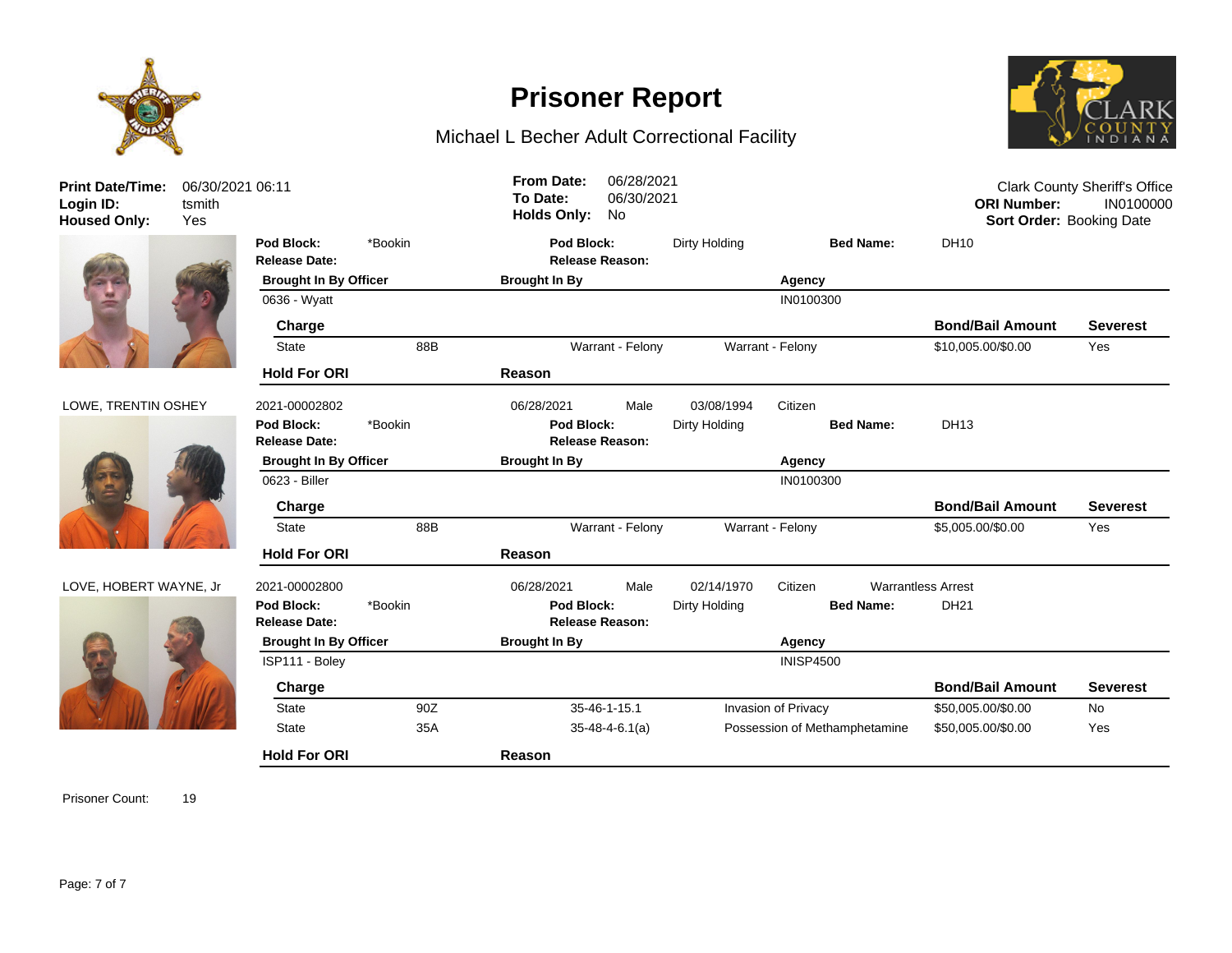# Prisoner Report

Michael L Becher Adult Correctional Facility

**Print Date/Time:** 06/30/2021 06:11
**Login ID:** tsmith
**Housed Only:** Yes

**From Date:** 06/28/2021
**To Date:** 06/30/2021
**Holds Only:** No

Clark County Sheriff's Office
**ORI Number:** IN0100000
**Sort Order:** Booking Date

---

**Pod Block:** *Bookin | **Pod Block:** Dirty Holding | **Bed Name:** DH10
**Release Date:** | **Release Reason:**

| Brought In By Officer | Brought In By | Agency |
|---|---|---|
| 0636 - Wyatt | | IN0100300 |

| Charge | | | | Bond/Bail Amount | Severest |
|---|---|---|---|---|---|
| State | 88B | Warrant - Felony | Warrant - Felony | $10,005.00/$0.00 | Yes |

| Hold For ORI | Reason |
|---|---|

---

LOWE, TRENTIN OSHEY

2021-00002802 | 06/28/2021 | Male | 03/08/1994 | Citizen

**Pod Block:** *Bookin | **Pod Block:** Dirty Holding | **Bed Name:** DH13
**Release Date:** | **Release Reason:**

| Brought In By Officer | Brought In By | Agency |
|---|---|---|
| 0623 - Biller | | IN0100300 |

| Charge | | | | Bond/Bail Amount | Severest |
|---|---|---|---|---|---|
| State | 88B | Warrant - Felony | Warrant - Felony | $5,005.00/$0.00 | Yes |

| Hold For ORI | Reason |
|---|---|

---

LOVE, HOBERT WAYNE, Jr

2021-00002800 | 06/28/2021 | Male | 02/14/1970 | Citizen | Warrantless Arrest

**Pod Block:** *Bookin | **Pod Block:** Dirty Holding | **Bed Name:** DH21
**Release Date:** | **Release Reason:**

| Brought In By Officer | Brought In By | Agency |
|---|---|---|
| ISP111 - Boley | | INISP4500 |

| Charge | | | | Bond/Bail Amount | Severest |
|---|---|---|---|---|---|
| State | 90Z | 35-46-1-15.1 | Invasion of Privacy | $50,005.00/$0.00 | No |
| State | 35A | 35-48-4-6.1(a) | Possession of Methamphetamine | $50,005.00/$0.00 | Yes |

| Hold For ORI | Reason |
|---|---|

---

Prisoner Count: 19